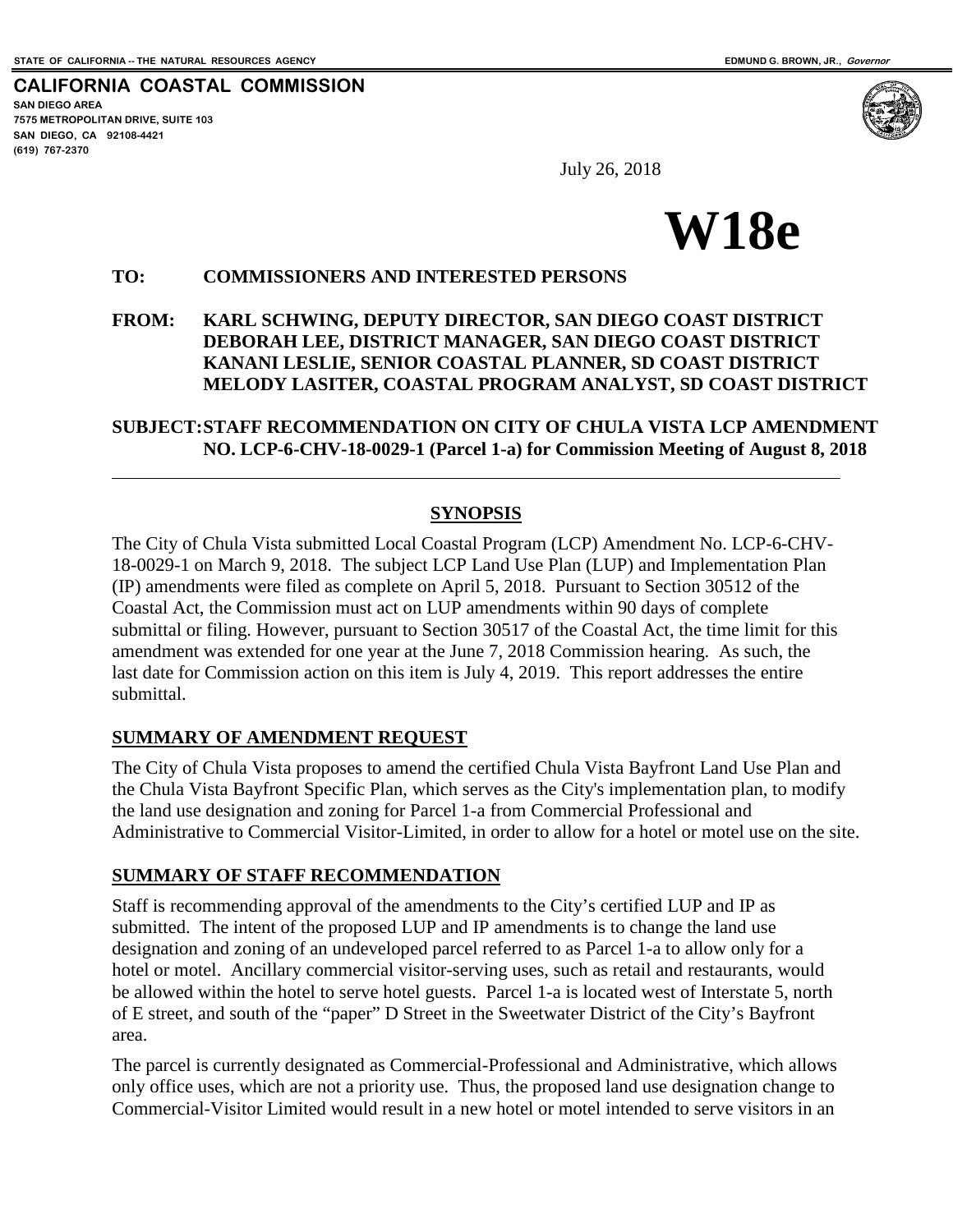STATE OF CALIFORNIA -- THE NATURAL RESOURCES AGENCY EDMUND G. BROWN, JR., *Governor*

**CALIFORNIA COASTAL COMMISSION**
**SAN DIEGO AREA**
**7575 METROPOLITAN DRIVE, SUITE 103**
**SAN DIEGO, CA 92108-4421**
**(619) 767-2370**

July 26, 2018

# W18e

**TO: COMMISSIONERS AND INTERESTED PERSONS**

**FROM: KARL SCHWING, DEPUTY DIRECTOR, SAN DIEGO COAST DISTRICT**
**DEBORAH LEE, DISTRICT MANAGER, SAN DIEGO COAST DISTRICT**
**KANANI LESLIE, SENIOR COASTAL PLANNER, SD COAST DISTRICT**
**MELODY LASITER, COASTAL PROGRAM ANALYST, SD COAST DISTRICT**

**SUBJECT: STAFF RECOMMENDATION ON CITY OF CHULA VISTA LCP AMENDMENT NO. LCP-6-CHV-18-0029-1 (Parcel 1-a) for Commission Meeting of August 8, 2018**

---

## SYNOPSIS

The City of Chula Vista submitted Local Coastal Program (LCP) Amendment No. LCP-6-CHV-18-0029-1 on March 9, 2018. The subject LCP Land Use Plan (LUP) and Implementation Plan (IP) amendments were filed as complete on April 5, 2018. Pursuant to Section 30512 of the Coastal Act, the Commission must act on LUP amendments within 90 days of complete submittal or filing. However, pursuant to Section 30517 of the Coastal Act, the time limit for this amendment was extended for one year at the June 7, 2018 Commission hearing. As such, the last date for Commission action on this item is July 4, 2019. This report addresses the entire submittal.

## SUMMARY OF AMENDMENT REQUEST

The City of Chula Vista proposes to amend the certified Chula Vista Bayfront Land Use Plan and the Chula Vista Bayfront Specific Plan, which serves as the City's implementation plan, to modify the land use designation and zoning for Parcel 1-a from Commercial Professional and Administrative to Commercial Visitor-Limited, in order to allow for a hotel or motel use on the site.

## SUMMARY OF STAFF RECOMMENDATION

Staff is recommending approval of the amendments to the City's certified LUP and IP as submitted. The intent of the proposed LUP and IP amendments is to change the land use designation and zoning of an undeveloped parcel referred to as Parcel 1-a to allow only for a hotel or motel. Ancillary commercial visitor-serving uses, such as retail and restaurants, would be allowed within the hotel to serve hotel guests. Parcel 1-a is located west of Interstate 5, north of E street, and south of the "paper" D Street in the Sweetwater District of the City's Bayfront area.

The parcel is currently designated as Commercial-Professional and Administrative, which allows only office uses, which are not a priority use. Thus, the proposed land use designation change to Commercial-Visitor Limited would result in a new hotel or motel intended to serve visitors in an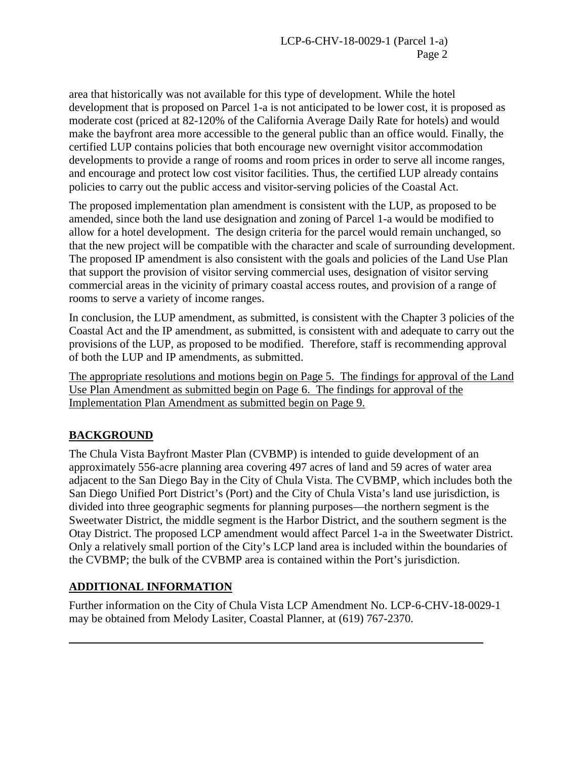area that historically was not available for this type of development. While the hotel development that is proposed on Parcel 1-a is not anticipated to be lower cost, it is proposed as moderate cost (priced at 82-120% of the California Average Daily Rate for hotels) and would make the bayfront area more accessible to the general public than an office would. Finally, the certified LUP contains policies that both encourage new overnight visitor accommodation developments to provide a range of rooms and room prices in order to serve all income ranges, and encourage and protect low cost visitor facilities. Thus, the certified LUP already contains policies to carry out the public access and visitor-serving policies of the Coastal Act.

The proposed implementation plan amendment is consistent with the LUP, as proposed to be amended, since both the land use designation and zoning of Parcel 1-a would be modified to allow for a hotel development. The design criteria for the parcel would remain unchanged, so that the new project will be compatible with the character and scale of surrounding development. The proposed IP amendment is also consistent with the goals and policies of the Land Use Plan that support the provision of visitor serving commercial uses, designation of visitor serving commercial areas in the vicinity of primary coastal access routes, and provision of a range of rooms to serve a variety of income ranges.

In conclusion, the LUP amendment, as submitted, is consistent with the Chapter 3 policies of the Coastal Act and the IP amendment, as submitted, is consistent with and adequate to carry out the provisions of the LUP, as proposed to be modified. Therefore, staff is recommending approval of both the LUP and IP amendments, as submitted.

The appropriate resolutions and motions begin on Page 5. The findings for approval of the Land Use Plan Amendment as submitted begin on Page 6. The findings for approval of the Implementation Plan Amendment as submitted begin on Page 9.

## BACKGROUND

The Chula Vista Bayfront Master Plan (CVBMP) is intended to guide development of an approximately 556-acre planning area covering 497 acres of land and 59 acres of water area adjacent to the San Diego Bay in the City of Chula Vista. The CVBMP, which includes both the San Diego Unified Port District's (Port) and the City of Chula Vista's land use jurisdiction, is divided into three geographic segments for planning purposes—the northern segment is the Sweetwater District, the middle segment is the Harbor District, and the southern segment is the Otay District. The proposed LCP amendment would affect Parcel 1-a in the Sweetwater District. Only a relatively small portion of the City's LCP land area is included within the boundaries of the CVBMP; the bulk of the CVBMP area is contained within the Port's jurisdiction.

## ADDITIONAL INFORMATION

Further information on the City of Chula Vista LCP Amendment No. LCP-6-CHV-18-0029-1 may be obtained from Melody Lasiter, Coastal Planner, at (619) 767-2370.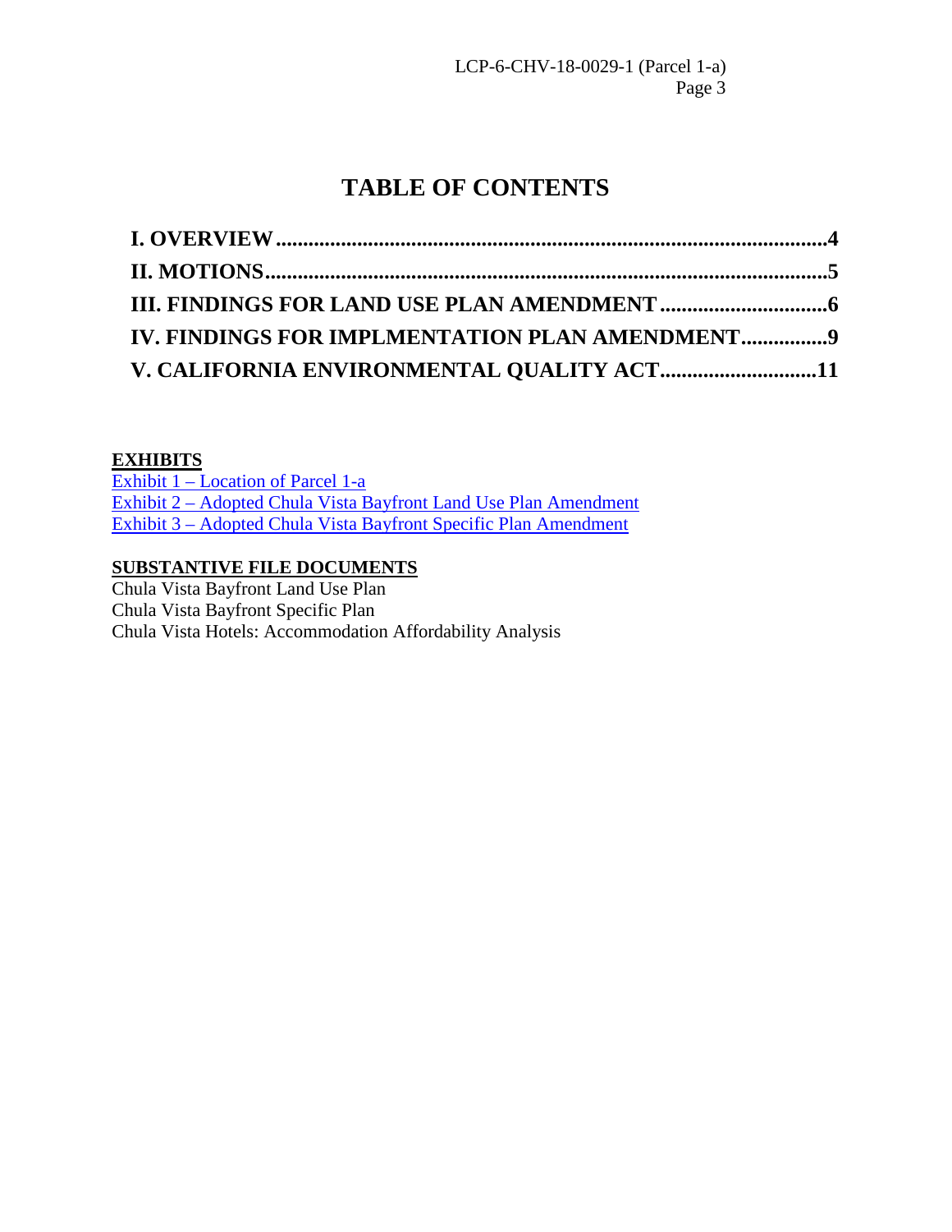# TABLE OF CONTENTS

**I. OVERVIEW....................................................................................................4**

**II. MOTIONS.......................................................................................................5**

**III. FINDINGS FOR LAND USE PLAN AMENDMENT ..............................6**

**IV. FINDINGS FOR IMPLMENTATION PLAN AMENDMENT................9**

**V. CALIFORNIA ENVIRONMENTAL QUALITY ACT............................11**

**EXHIBITS**

Exhibit 1 – Location of Parcel 1-a
Exhibit 2 – Adopted Chula Vista Bayfront Land Use Plan Amendment
Exhibit 3 – Adopted Chula Vista Bayfront Specific Plan Amendment

**SUBSTANTIVE FILE DOCUMENTS**

Chula Vista Bayfront Land Use Plan
Chula Vista Bayfront Specific Plan
Chula Vista Hotels: Accommodation Affordability Analysis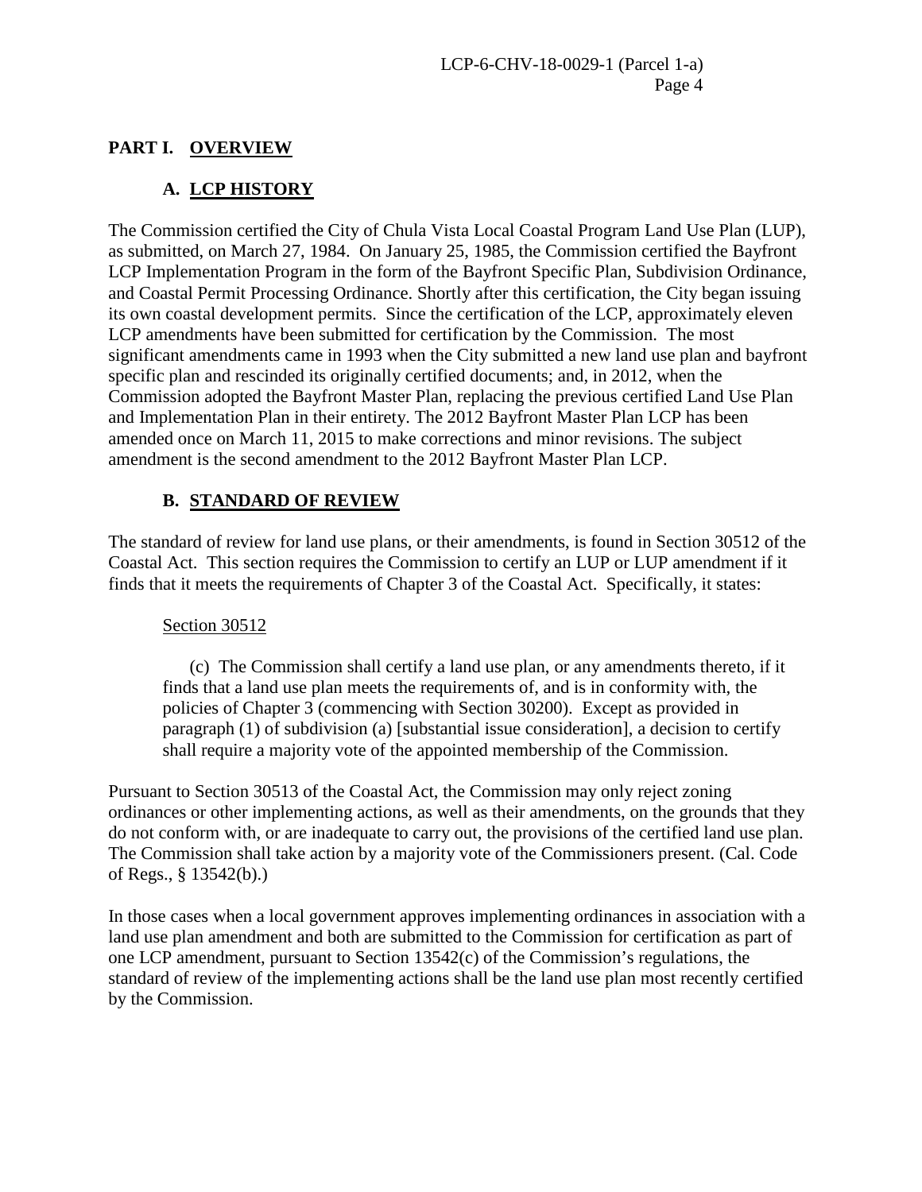## PART I. OVERVIEW

### A. LCP HISTORY

The Commission certified the City of Chula Vista Local Coastal Program Land Use Plan (LUP), as submitted, on March 27, 1984. On January 25, 1985, the Commission certified the Bayfront LCP Implementation Program in the form of the Bayfront Specific Plan, Subdivision Ordinance, and Coastal Permit Processing Ordinance. Shortly after this certification, the City began issuing its own coastal development permits. Since the certification of the LCP, approximately eleven LCP amendments have been submitted for certification by the Commission. The most significant amendments came in 1993 when the City submitted a new land use plan and bayfront specific plan and rescinded its originally certified documents; and, in 2012, when the Commission adopted the Bayfront Master Plan, replacing the previous certified Land Use Plan and Implementation Plan in their entirety. The 2012 Bayfront Master Plan LCP has been amended once on March 11, 2015 to make corrections and minor revisions. The subject amendment is the second amendment to the 2012 Bayfront Master Plan LCP.

### B. STANDARD OF REVIEW

The standard of review for land use plans, or their amendments, is found in Section 30512 of the Coastal Act. This section requires the Commission to certify an LUP or LUP amendment if it finds that it meets the requirements of Chapter 3 of the Coastal Act. Specifically, it states:

> Section 30512
>
> (c) The Commission shall certify a land use plan, or any amendments thereto, if it finds that a land use plan meets the requirements of, and is in conformity with, the policies of Chapter 3 (commencing with Section 30200). Except as provided in paragraph (1) of subdivision (a) [substantial issue consideration], a decision to certify shall require a majority vote of the appointed membership of the Commission.

Pursuant to Section 30513 of the Coastal Act, the Commission may only reject zoning ordinances or other implementing actions, as well as their amendments, on the grounds that they do not conform with, or are inadequate to carry out, the provisions of the certified land use plan. The Commission shall take action by a majority vote of the Commissioners present. (Cal. Code of Regs., § 13542(b).)

In those cases when a local government approves implementing ordinances in association with a land use plan amendment and both are submitted to the Commission for certification as part of one LCP amendment, pursuant to Section 13542(c) of the Commission's regulations, the standard of review of the implementing actions shall be the land use plan most recently certified by the Commission.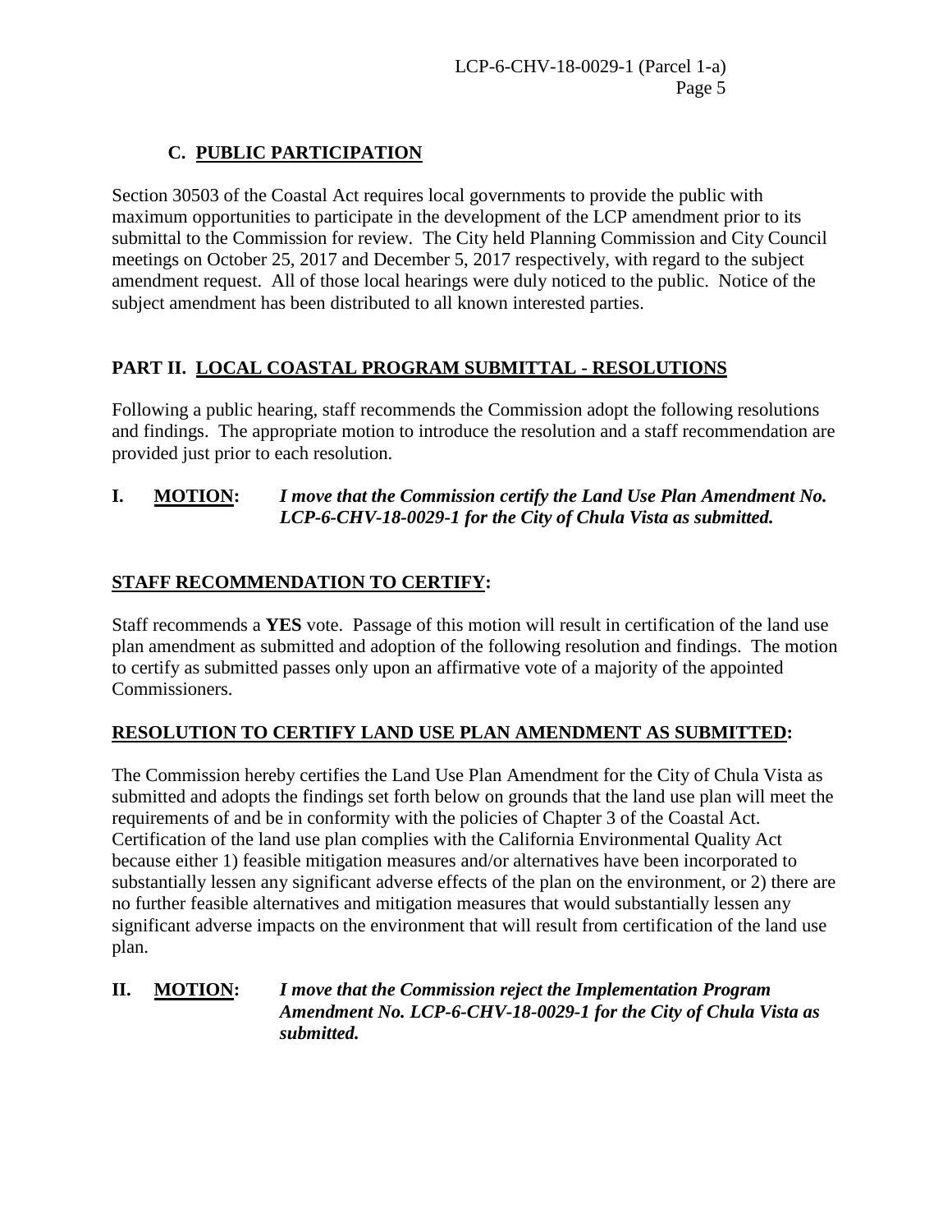### C. PUBLIC PARTICIPATION

Section 30503 of the Coastal Act requires local governments to provide the public with maximum opportunities to participate in the development of the LCP amendment prior to its submittal to the Commission for review. The City held Planning Commission and City Council meetings on October 25, 2017 and December 5, 2017 respectively, with regard to the subject amendment request. All of those local hearings were duly noticed to the public. Notice of the subject amendment has been distributed to all known interested parties.

## PART II. LOCAL COASTAL PROGRAM SUBMITTAL - RESOLUTIONS

Following a public hearing, staff recommends the Commission adopt the following resolutions and findings. The appropriate motion to introduce the resolution and a staff recommendation are provided just prior to each resolution.

**I. MOTION:** ***I move that the Commission certify the Land Use Plan Amendment No. LCP-6-CHV-18-0029-1 for the City of Chula Vista as submitted.***

**STAFF RECOMMENDATION TO CERTIFY:**

Staff recommends a **YES** vote. Passage of this motion will result in certification of the land use plan amendment as submitted and adoption of the following resolution and findings. The motion to certify as submitted passes only upon an affirmative vote of a majority of the appointed Commissioners.

**RESOLUTION TO CERTIFY LAND USE PLAN AMENDMENT AS SUBMITTED:**

The Commission hereby certifies the Land Use Plan Amendment for the City of Chula Vista as submitted and adopts the findings set forth below on grounds that the land use plan will meet the requirements of and be in conformity with the policies of Chapter 3 of the Coastal Act. Certification of the land use plan complies with the California Environmental Quality Act because either 1) feasible mitigation measures and/or alternatives have been incorporated to substantially lessen any significant adverse effects of the plan on the environment, or 2) there are no further feasible alternatives and mitigation measures that would substantially lessen any significant adverse impacts on the environment that will result from certification of the land use plan.

**II. MOTION:** ***I move that the Commission reject the Implementation Program Amendment No. LCP-6-CHV-18-0029-1 for the City of Chula Vista as submitted.***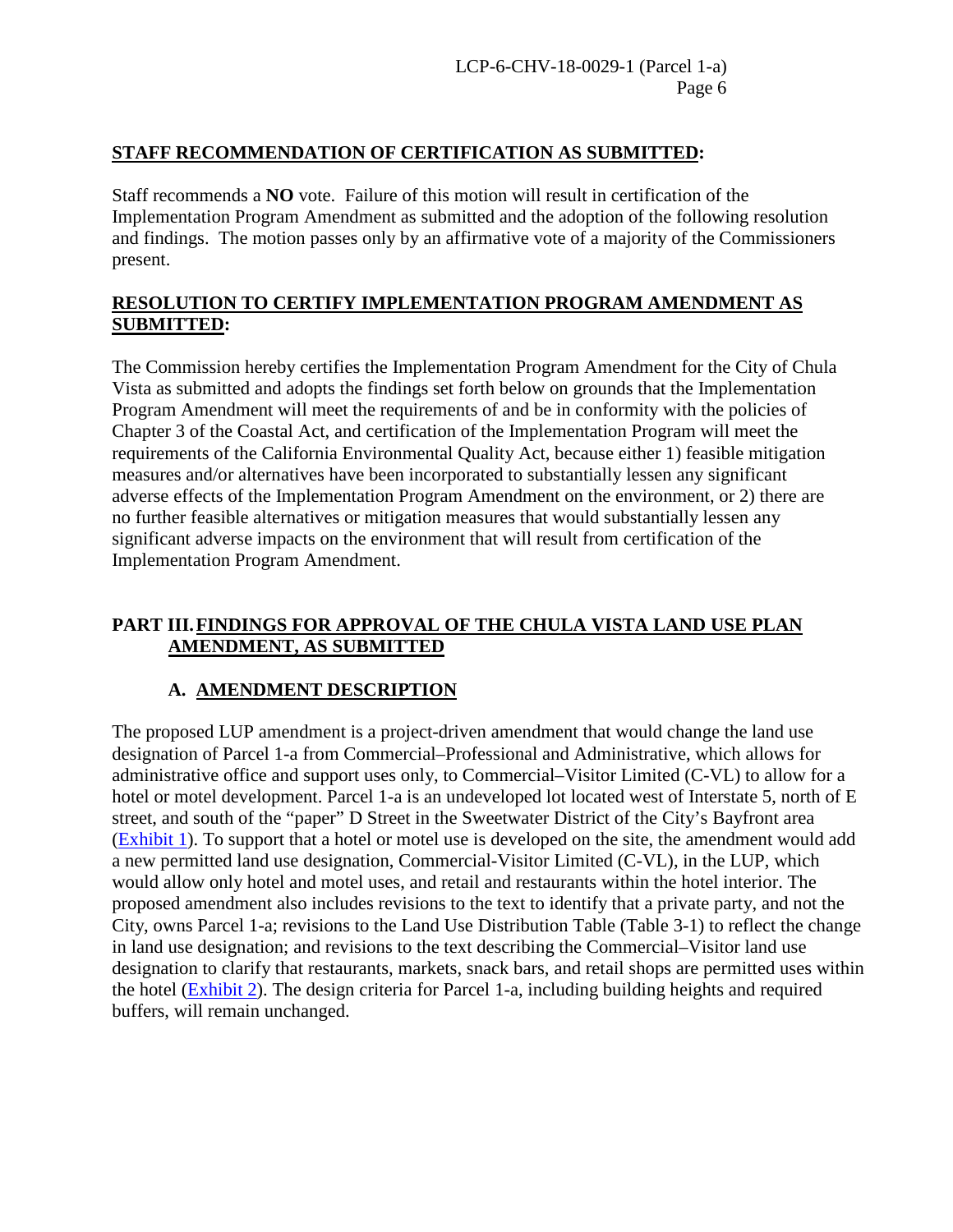**STAFF RECOMMENDATION OF CERTIFICATION AS SUBMITTED:**

Staff recommends a **NO** vote. Failure of this motion will result in certification of the Implementation Program Amendment as submitted and the adoption of the following resolution and findings. The motion passes only by an affirmative vote of a majority of the Commissioners present.

**RESOLUTION TO CERTIFY IMPLEMENTATION PROGRAM AMENDMENT AS SUBMITTED:**

The Commission hereby certifies the Implementation Program Amendment for the City of Chula Vista as submitted and adopts the findings set forth below on grounds that the Implementation Program Amendment will meet the requirements of and be in conformity with the policies of Chapter 3 of the Coastal Act, and certification of the Implementation Program will meet the requirements of the California Environmental Quality Act, because either 1) feasible mitigation measures and/or alternatives have been incorporated to substantially lessen any significant adverse effects of the Implementation Program Amendment on the environment, or 2) there are no further feasible alternatives or mitigation measures that would substantially lessen any significant adverse impacts on the environment that will result from certification of the Implementation Program Amendment.

## PART III. FINDINGS FOR APPROVAL OF THE CHULA VISTA LAND USE PLAN AMENDMENT, AS SUBMITTED

### A. AMENDMENT DESCRIPTION

The proposed LUP amendment is a project-driven amendment that would change the land use designation of Parcel 1-a from Commercial–Professional and Administrative, which allows for administrative office and support uses only, to Commercial–Visitor Limited (C-VL) to allow for a hotel or motel development. Parcel 1-a is an undeveloped lot located west of Interstate 5, north of E street, and south of the "paper" D Street in the Sweetwater District of the City's Bayfront area (Exhibit 1). To support that a hotel or motel use is developed on the site, the amendment would add a new permitted land use designation, Commercial-Visitor Limited (C-VL), in the LUP, which would allow only hotel and motel uses, and retail and restaurants within the hotel interior. The proposed amendment also includes revisions to the text to identify that a private party, and not the City, owns Parcel 1-a; revisions to the Land Use Distribution Table (Table 3-1) to reflect the change in land use designation; and revisions to the text describing the Commercial–Visitor land use designation to clarify that restaurants, markets, snack bars, and retail shops are permitted uses within the hotel (Exhibit 2). The design criteria for Parcel 1-a, including building heights and required buffers, will remain unchanged.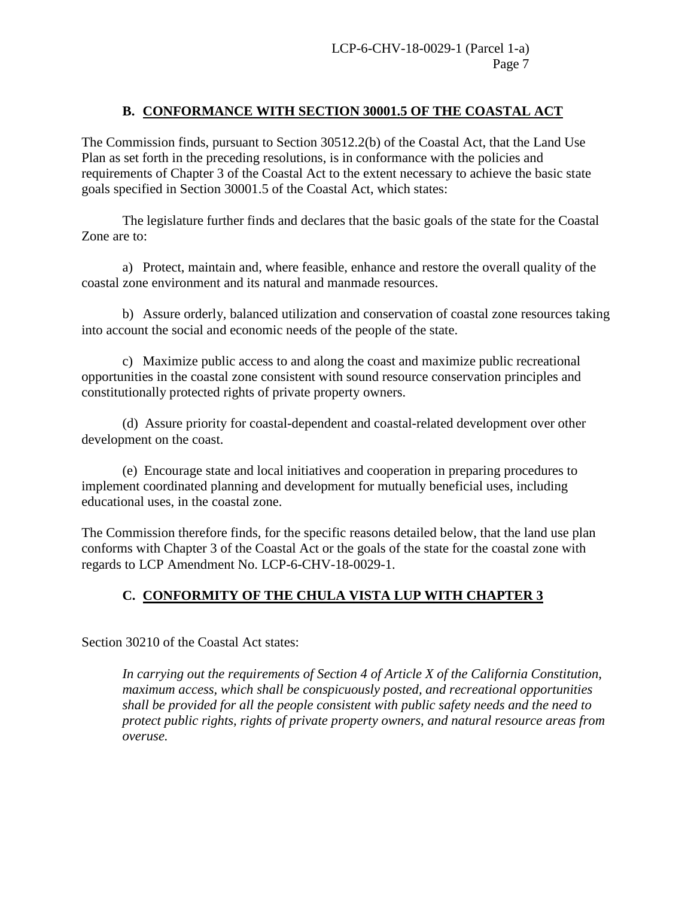## B. CONFORMANCE WITH SECTION 30001.5 OF THE COASTAL ACT

The Commission finds, pursuant to Section 30512.2(b) of the Coastal Act, that the Land Use Plan as set forth in the preceding resolutions, is in conformance with the policies and requirements of Chapter 3 of the Coastal Act to the extent necessary to achieve the basic state goals specified in Section 30001.5 of the Coastal Act, which states:

> The legislature further finds and declares that the basic goals of the state for the Coastal Zone are to:
>
> a) Protect, maintain and, where feasible, enhance and restore the overall quality of the coastal zone environment and its natural and manmade resources.
>
> b) Assure orderly, balanced utilization and conservation of coastal zone resources taking into account the social and economic needs of the people of the state.
>
> c) Maximize public access to and along the coast and maximize public recreational opportunities in the coastal zone consistent with sound resource conservation principles and constitutionally protected rights of private property owners.
>
> (d) Assure priority for coastal-dependent and coastal-related development over other development on the coast.
>
> (e) Encourage state and local initiatives and cooperation in preparing procedures to implement coordinated planning and development for mutually beneficial uses, including educational uses, in the coastal zone.

The Commission therefore finds, for the specific reasons detailed below, that the land use plan conforms with Chapter 3 of the Coastal Act or the goals of the state for the coastal zone with regards to LCP Amendment No. LCP-6-CHV-18-0029-1.

## C. CONFORMITY OF THE CHULA VISTA LUP WITH CHAPTER 3

Section 30210 of the Coastal Act states:

> *In carrying out the requirements of Section 4 of Article X of the California Constitution, maximum access, which shall be conspicuously posted, and recreational opportunities shall be provided for all the people consistent with public safety needs and the need to protect public rights, rights of private property owners, and natural resource areas from overuse.*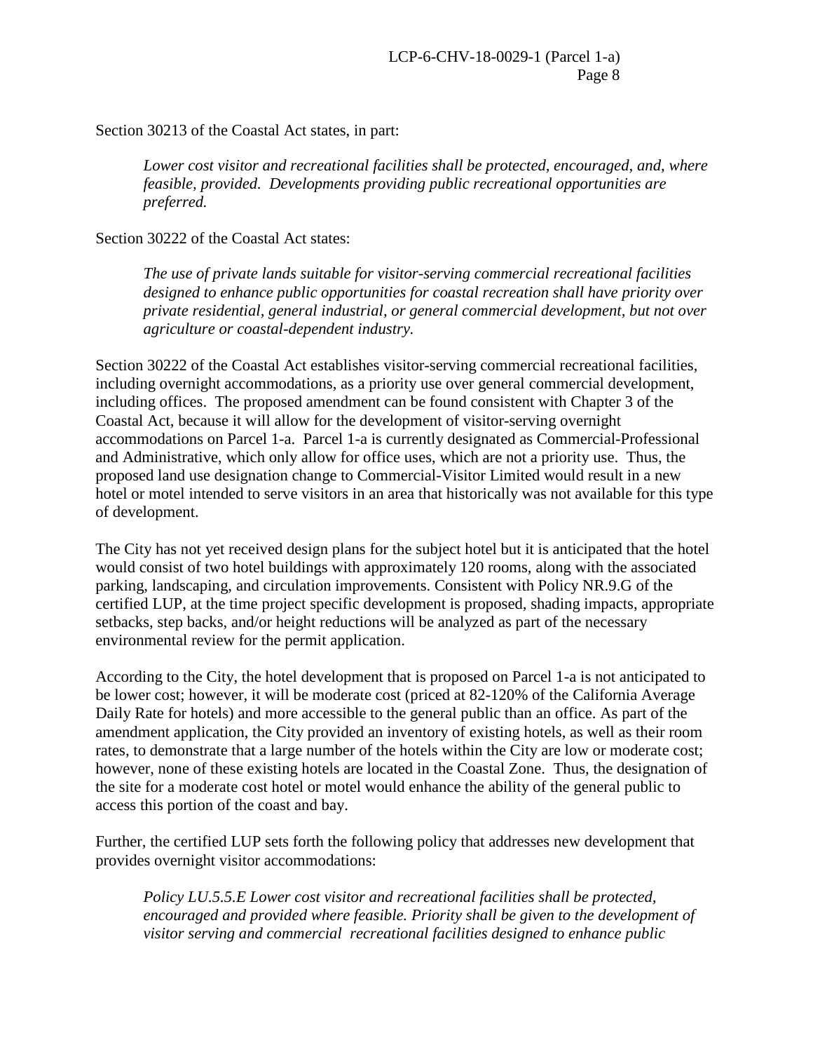Section 30213 of the Coastal Act states, in part:

> *Lower cost visitor and recreational facilities shall be protected, encouraged, and, where feasible, provided. Developments providing public recreational opportunities are preferred.*

Section 30222 of the Coastal Act states:

> *The use of private lands suitable for visitor-serving commercial recreational facilities designed to enhance public opportunities for coastal recreation shall have priority over private residential, general industrial, or general commercial development, but not over agriculture or coastal-dependent industry.*

Section 30222 of the Coastal Act establishes visitor-serving commercial recreational facilities, including overnight accommodations, as a priority use over general commercial development, including offices. The proposed amendment can be found consistent with Chapter 3 of the Coastal Act, because it will allow for the development of visitor-serving overnight accommodations on Parcel 1-a. Parcel 1-a is currently designated as Commercial-Professional and Administrative, which only allow for office uses, which are not a priority use. Thus, the proposed land use designation change to Commercial-Visitor Limited would result in a new hotel or motel intended to serve visitors in an area that historically was not available for this type of development.

The City has not yet received design plans for the subject hotel but it is anticipated that the hotel would consist of two hotel buildings with approximately 120 rooms, along with the associated parking, landscaping, and circulation improvements. Consistent with Policy NR.9.G of the certified LUP, at the time project specific development is proposed, shading impacts, appropriate setbacks, step backs, and/or height reductions will be analyzed as part of the necessary environmental review for the permit application.

According to the City, the hotel development that is proposed on Parcel 1-a is not anticipated to be lower cost; however, it will be moderate cost (priced at 82-120% of the California Average Daily Rate for hotels) and more accessible to the general public than an office. As part of the amendment application, the City provided an inventory of existing hotels, as well as their room rates, to demonstrate that a large number of the hotels within the City are low or moderate cost; however, none of these existing hotels are located in the Coastal Zone. Thus, the designation of the site for a moderate cost hotel or motel would enhance the ability of the general public to access this portion of the coast and bay.

Further, the certified LUP sets forth the following policy that addresses new development that provides overnight visitor accommodations:

> *Policy LU.5.5.E Lower cost visitor and recreational facilities shall be protected, encouraged and provided where feasible. Priority shall be given to the development of visitor serving and commercial recreational facilities designed to enhance public*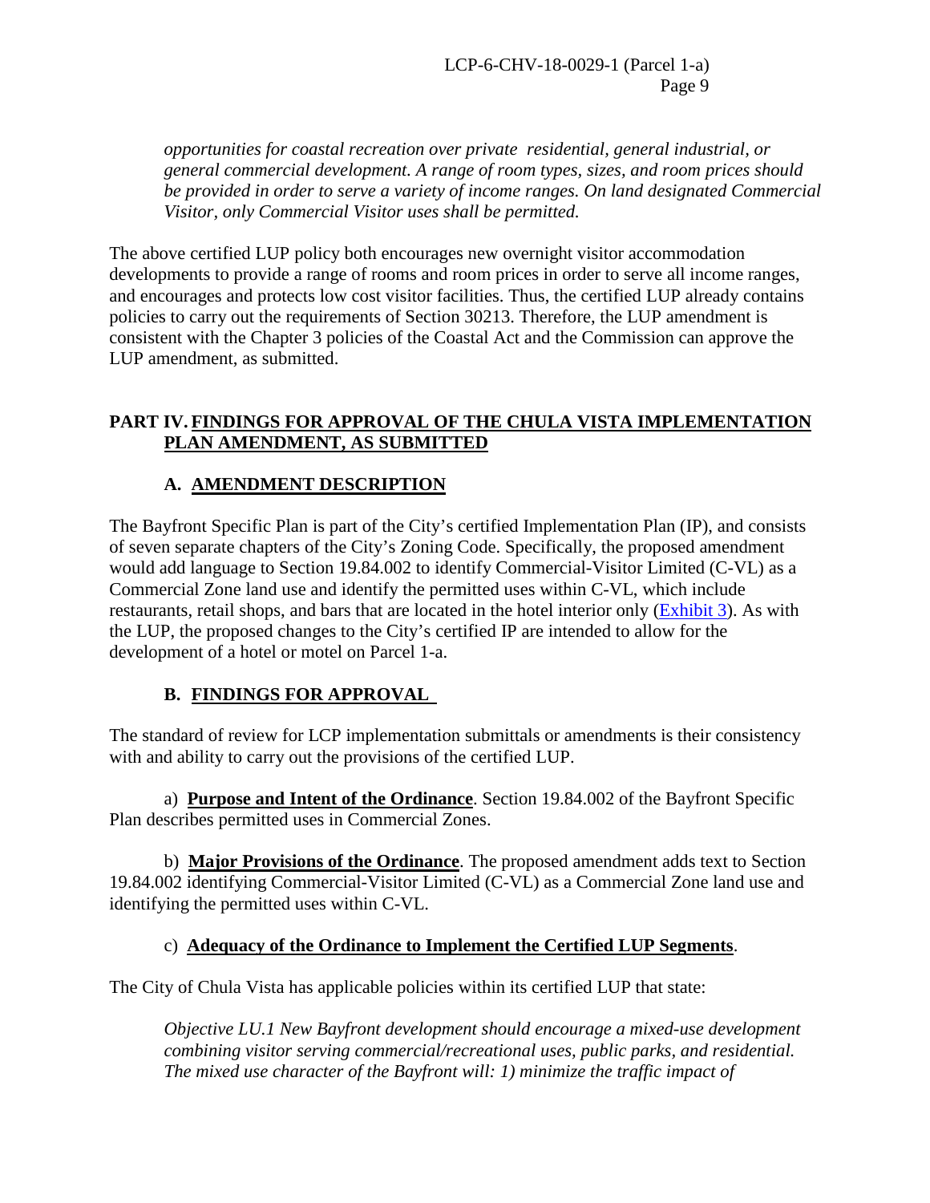*opportunities for coastal recreation over private residential, general industrial, or general commercial development. A range of room types, sizes, and room prices should be provided in order to serve a variety of income ranges. On land designated Commercial Visitor, only Commercial Visitor uses shall be permitted.*

The above certified LUP policy both encourages new overnight visitor accommodation developments to provide a range of rooms and room prices in order to serve all income ranges, and encourages and protects low cost visitor facilities. Thus, the certified LUP already contains policies to carry out the requirements of Section 30213. Therefore, the LUP amendment is consistent with the Chapter 3 policies of the Coastal Act and the Commission can approve the LUP amendment, as submitted.

## PART IV. FINDINGS FOR APPROVAL OF THE CHULA VISTA IMPLEMENTATION PLAN AMENDMENT, AS SUBMITTED

### A. AMENDMENT DESCRIPTION

The Bayfront Specific Plan is part of the City's certified Implementation Plan (IP), and consists of seven separate chapters of the City's Zoning Code. Specifically, the proposed amendment would add language to Section 19.84.002 to identify Commercial-Visitor Limited (C-VL) as a Commercial Zone land use and identify the permitted uses within C-VL, which include restaurants, retail shops, and bars that are located in the hotel interior only (Exhibit 3). As with the LUP, the proposed changes to the City's certified IP are intended to allow for the development of a hotel or motel on Parcel 1-a.

### B. FINDINGS FOR APPROVAL

The standard of review for LCP implementation submittals or amendments is their consistency with and ability to carry out the provisions of the certified LUP.

a) **Purpose and Intent of the Ordinance**. Section 19.84.002 of the Bayfront Specific Plan describes permitted uses in Commercial Zones.

b) **Major Provisions of the Ordinance**. The proposed amendment adds text to Section 19.84.002 identifying Commercial-Visitor Limited (C-VL) as a Commercial Zone land use and identifying the permitted uses within C-VL.

c) **Adequacy of the Ordinance to Implement the Certified LUP Segments**.

The City of Chula Vista has applicable policies within its certified LUP that state:

*Objective LU.1 New Bayfront development should encourage a mixed-use development combining visitor serving commercial/recreational uses, public parks, and residential. The mixed use character of the Bayfront will: 1) minimize the traffic impact of*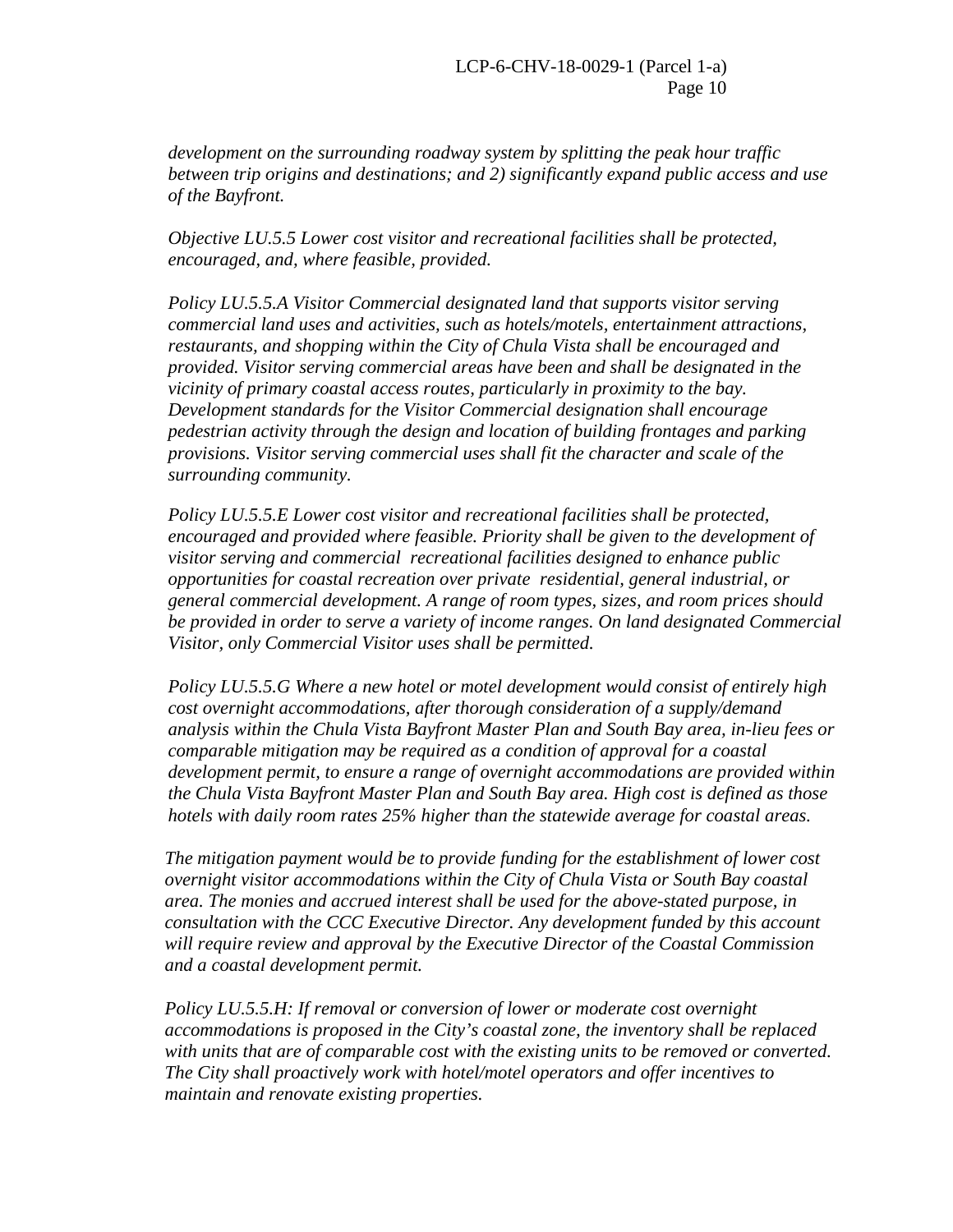*development on the surrounding roadway system by splitting the peak hour traffic between trip origins and destinations; and 2) significantly expand public access and use of the Bayfront.*

*Objective LU.5.5 Lower cost visitor and recreational facilities shall be protected, encouraged, and, where feasible, provided.*

*Policy LU.5.5.A Visitor Commercial designated land that supports visitor serving commercial land uses and activities, such as hotels/motels, entertainment attractions, restaurants, and shopping within the City of Chula Vista shall be encouraged and provided. Visitor serving commercial areas have been and shall be designated in the vicinity of primary coastal access routes, particularly in proximity to the bay. Development standards for the Visitor Commercial designation shall encourage pedestrian activity through the design and location of building frontages and parking provisions. Visitor serving commercial uses shall fit the character and scale of the surrounding community.*

*Policy LU.5.5.E Lower cost visitor and recreational facilities shall be protected, encouraged and provided where feasible. Priority shall be given to the development of visitor serving and commercial recreational facilities designed to enhance public opportunities for coastal recreation over private residential, general industrial, or general commercial development. A range of room types, sizes, and room prices should be provided in order to serve a variety of income ranges. On land designated Commercial Visitor, only Commercial Visitor uses shall be permitted.*

*Policy LU.5.5.G Where a new hotel or motel development would consist of entirely high cost overnight accommodations, after thorough consideration of a supply/demand analysis within the Chula Vista Bayfront Master Plan and South Bay area, in-lieu fees or comparable mitigation may be required as a condition of approval for a coastal development permit, to ensure a range of overnight accommodations are provided within the Chula Vista Bayfront Master Plan and South Bay area. High cost is defined as those hotels with daily room rates 25% higher than the statewide average for coastal areas.*

*The mitigation payment would be to provide funding for the establishment of lower cost overnight visitor accommodations within the City of Chula Vista or South Bay coastal area. The monies and accrued interest shall be used for the above-stated purpose, in consultation with the CCC Executive Director. Any development funded by this account will require review and approval by the Executive Director of the Coastal Commission and a coastal development permit.*

*Policy LU.5.5.H: If removal or conversion of lower or moderate cost overnight accommodations is proposed in the City's coastal zone, the inventory shall be replaced with units that are of comparable cost with the existing units to be removed or converted. The City shall proactively work with hotel/motel operators and offer incentives to maintain and renovate existing properties.*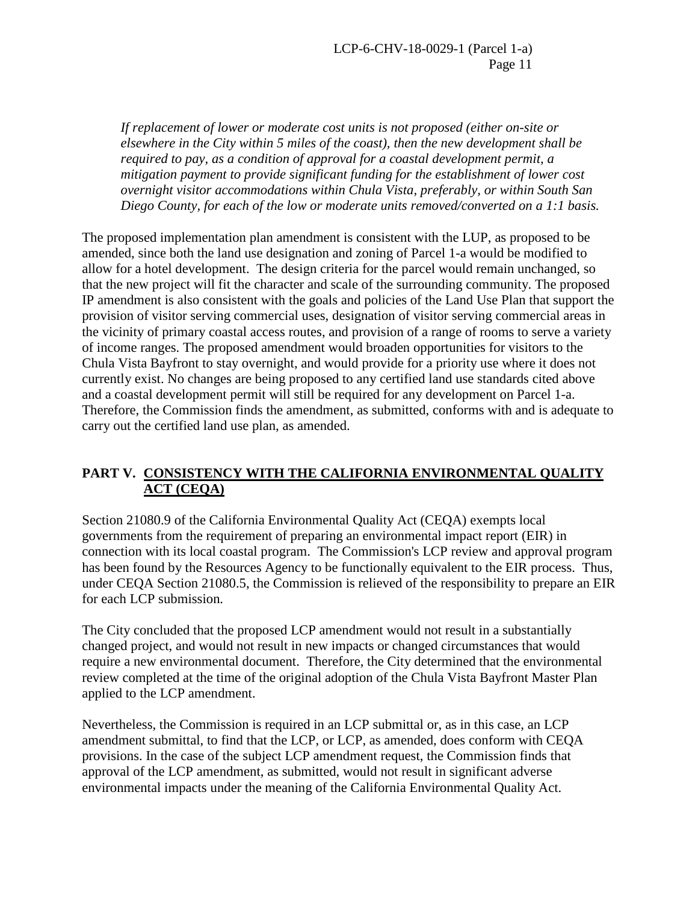*If replacement of lower or moderate cost units is not proposed (either on-site or elsewhere in the City within 5 miles of the coast), then the new development shall be required to pay, as a condition of approval for a coastal development permit, a mitigation payment to provide significant funding for the establishment of lower cost overnight visitor accommodations within Chula Vista, preferably, or within South San Diego County, for each of the low or moderate units removed/converted on a 1:1 basis.*

The proposed implementation plan amendment is consistent with the LUP, as proposed to be amended, since both the land use designation and zoning of Parcel 1-a would be modified to allow for a hotel development. The design criteria for the parcel would remain unchanged, so that the new project will fit the character and scale of the surrounding community. The proposed IP amendment is also consistent with the goals and policies of the Land Use Plan that support the provision of visitor serving commercial uses, designation of visitor serving commercial areas in the vicinity of primary coastal access routes, and provision of a range of rooms to serve a variety of income ranges. The proposed amendment would broaden opportunities for visitors to the Chula Vista Bayfront to stay overnight, and would provide for a priority use where it does not currently exist. No changes are being proposed to any certified land use standards cited above and a coastal development permit will still be required for any development on Parcel 1-a. Therefore, the Commission finds the amendment, as submitted, conforms with and is adequate to carry out the certified land use plan, as amended.

## PART V. CONSISTENCY WITH THE CALIFORNIA ENVIRONMENTAL QUALITY ACT (CEQA)

Section 21080.9 of the California Environmental Quality Act (CEQA) exempts local governments from the requirement of preparing an environmental impact report (EIR) in connection with its local coastal program. The Commission's LCP review and approval program has been found by the Resources Agency to be functionally equivalent to the EIR process. Thus, under CEQA Section 21080.5, the Commission is relieved of the responsibility to prepare an EIR for each LCP submission.

The City concluded that the proposed LCP amendment would not result in a substantially changed project, and would not result in new impacts or changed circumstances that would require a new environmental document. Therefore, the City determined that the environmental review completed at the time of the original adoption of the Chula Vista Bayfront Master Plan applied to the LCP amendment.

Nevertheless, the Commission is required in an LCP submittal or, as in this case, an LCP amendment submittal, to find that the LCP, or LCP, as amended, does conform with CEQA provisions. In the case of the subject LCP amendment request, the Commission finds that approval of the LCP amendment, as submitted, would not result in significant adverse environmental impacts under the meaning of the California Environmental Quality Act.